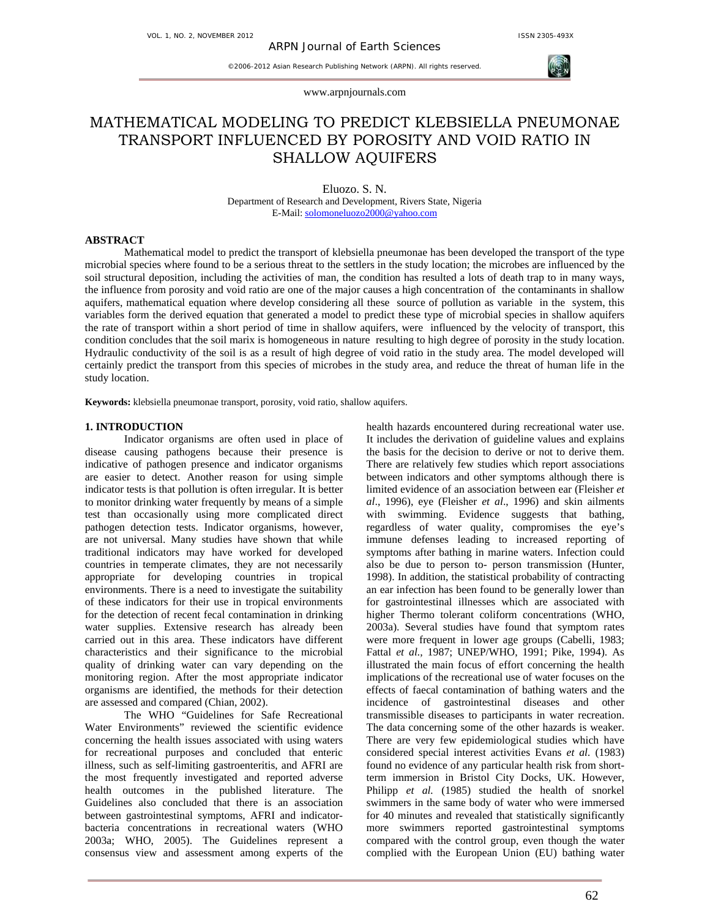# MATHEMATICAL MODELING TO PREDICT KLEBSIELLA PNEUMONAE TRANSPORT INFLUENCED BY POROSITY AND VOID RATIO IN SHALLOW AQUIFERS

Eluozo. S. N.

Department of Research and Development, Rivers State, Nigeria

E-Mail: solomoneluozo2000@yahoo.com

## ABSTRACT

Mathematical model to predict the transport of klebsiella pneumonae has been developed the transport of the type microbial species where found to be a serious threat to the settlers in the study location; the microbes are influenced by the soil structural deposition, including the activities of man, the condition has resulted a lots of death trap to in many ways, the influence from porosity and void ratio are one of the major causes a high concentration of the contaminants in shallow aquifers, mathematical equation where develop considering all these source of pollution as variable in the system, this variables form the derived equation that generated a model to predict these type of microbial species in shallow aquifers the rate of transport within a short period of time in shallow aquifers, were influenced by the velocity of transport, this condition concludes that the soil marix is homogeneous in nature resulting to high degree of porosity in the study location. Hydraulic conductivity of the soil is as a result of high degree of void ratio in the study area. The model developed will certainly predict the transport from this species of microbes in the study area, and reduce the threat of human life in the study location.

**Keywords:** klebsiella pneumonae transport, porosity, void ratio, shallow aquifers.

## 1. INTRODUCTION

Indicator organisms are often used in place of disease causing pathogens because their presence is indicative of pathogen presence and indicator organisms are easier to detect. Another reason for using simple indicator tests is that pollution is often irregular. It is better to monitor drinking water frequently by means of a simple test than occasionally using more complicated direct pathogen detection tests. Indicator organisms, however, are not universal. Many studies have shown that while traditional indicators may have worked for developed countries in temperate climates, they are not necessarily appropriate for developing countries in tropical environments. There is a need to investigate the suitability of these indicators for their use in tropical environments for the detection of recent fecal contamination in drinking water supplies. Extensive research has already been carried out in this area. These indicators have different characteristics and their significance to the microbial quality of drinking water can vary depending on the monitoring region. After the most appropriate indicator organisms are identified, the methods for their detection are assessed and compared (Chian, 2002).

The WHO "Guidelines for Safe Recreational Water Environments" reviewed the scientific evidence concerning the health issues associated with using waters for recreational purposes and concluded that enteric illness, such as self-limiting gastroenteritis, and AFRI are the most frequently investigated and reported adverse health outcomes in the published literature. The Guidelines also concluded that there is an association between gastrointestinal symptoms, AFRI and indicator-bacteria concentrations in recreational waters (WHO 2003a; WHO, 2005). The Guidelines represent a consensus view and assessment among experts of the health hazards encountered during recreational water use. It includes the derivation of guideline values and explains the basis for the decision to derive or not to derive them. There are relatively few studies which report associations between indicators and other symptoms although there is limited evidence of an association between ear (Fleisher *et al*., 1996), eye (Fleisher *et al*., 1996) and skin ailments with swimming. Evidence suggests that bathing, regardless of water quality, compromises the eye's immune defenses leading to increased reporting of symptoms after bathing in marine waters. Infection could also be due to person to- person transmission (Hunter, 1998). In addition, the statistical probability of contracting an ear infection has been found to be generally lower than for gastrointestinal illnesses which are associated with higher Thermo tolerant coliform concentrations (WHO, 2003a). Several studies have found that symptom rates were more frequent in lower age groups (Cabelli, 1983; Fattal *et al.,* 1987; UNEP/WHO, 1991; Pike, 1994). As illustrated the main focus of effort concerning the health implications of the recreational use of water focuses on the effects of faecal contamination of bathing waters and the incidence of gastrointestinal diseases and other transmissible diseases to participants in water recreation. The data concerning some of the other hazards is weaker. There are very few epidemiological studies which have considered special interest activities Evans *et al.* (1983) found no evidence of any particular health risk from short-term immersion in Bristol City Docks, UK. However, Philipp *et al.* (1985) studied the health of snorkel swimmers in the same body of water who were immersed for 40 minutes and revealed that statistically significantly more swimmers reported gastrointestinal symptoms compared with the control group, even though the water complied with the European Union (EU) bathing water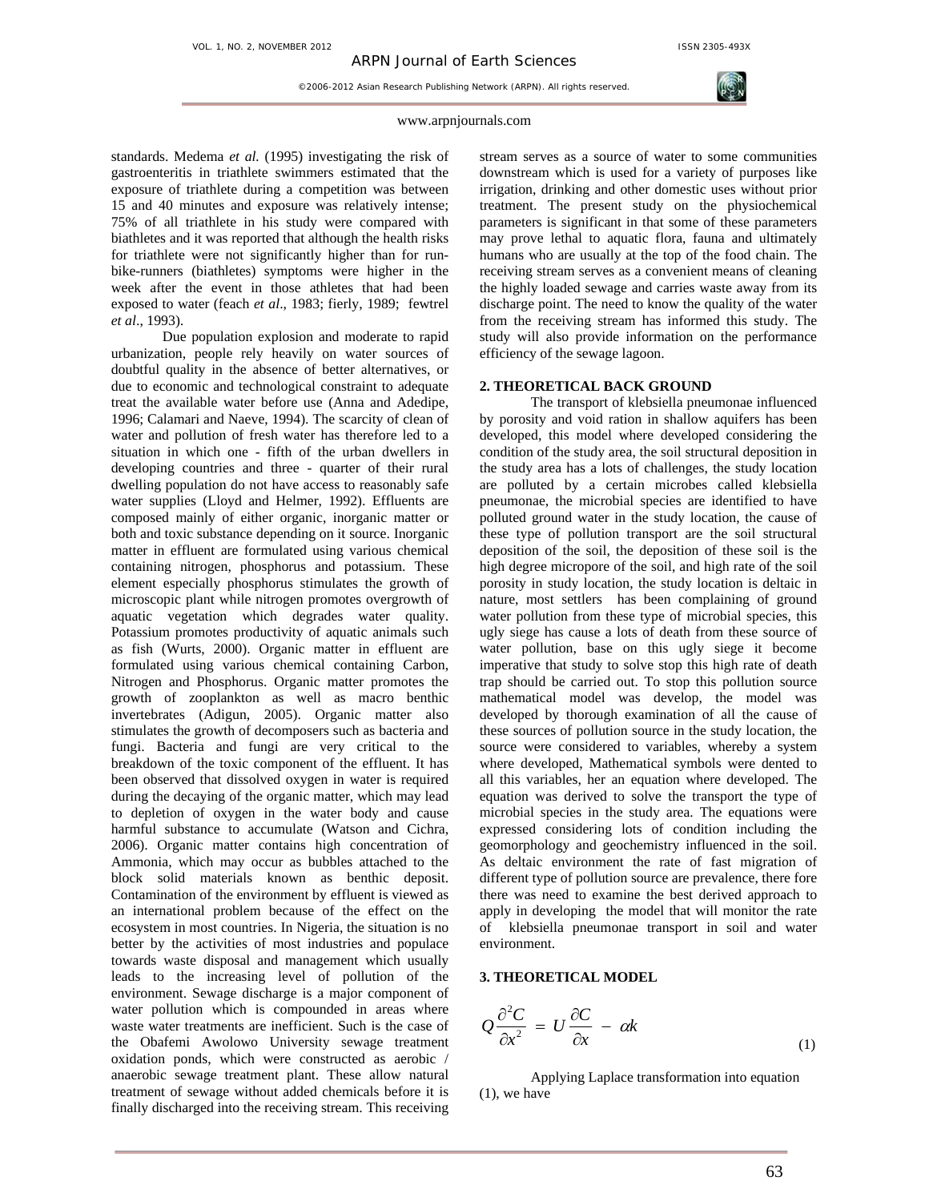standards. Medema *et al.* (1995) investigating the risk of gastroenteritis in triathlete swimmers estimated that the exposure of triathlete during a competition was between 15 and 40 minutes and exposure was relatively intense; 75% of all triathlete in his study were compared with biathletes and it was reported that although the health risks for triathlete were not significantly higher than for run-bike-runners (biathletes) symptoms were higher in the week after the event in those athletes that had been exposed to water (feach *et al*., 1983; fierly, 1989; fewtrel *et al*., 1993).

Due population explosion and moderate to rapid urbanization, people rely heavily on water sources of doubtful quality in the absence of better alternatives, or due to economic and technological constraint to adequate treat the available water before use (Anna and Adedipe, 1996; Calamari and Naeve, 1994). The scarcity of clean of water and pollution of fresh water has therefore led to a situation in which one - fifth of the urban dwellers in developing countries and three - quarter of their rural dwelling population do not have access to reasonably safe water supplies (Lloyd and Helmer, 1992). Effluents are composed mainly of either organic, inorganic matter or both and toxic substance depending on it source. Inorganic matter in effluent are formulated using various chemical containing nitrogen, phosphorus and potassium. These element especially phosphorus stimulates the growth of microscopic plant while nitrogen promotes overgrowth of aquatic vegetation which degrades water quality. Potassium promotes productivity of aquatic animals such as fish (Wurts, 2000). Organic matter in effluent are formulated using various chemical containing Carbon, Nitrogen and Phosphorus. Organic matter promotes the growth of zooplankton as well as macro benthic invertebrates (Adigun, 2005). Organic matter also stimulates the growth of decomposers such as bacteria and fungi. Bacteria and fungi are very critical to the breakdown of the toxic component of the effluent. It has been observed that dissolved oxygen in water is required during the decaying of the organic matter, which may lead to depletion of oxygen in the water body and cause harmful substance to accumulate (Watson and Cichra, 2006). Organic matter contains high concentration of Ammonia, which may occur as bubbles attached to the block solid materials known as benthic deposit. Contamination of the environment by effluent is viewed as an international problem because of the effect on the ecosystem in most countries. In Nigeria, the situation is no better by the activities of most industries and populace towards waste disposal and management which usually leads to the increasing level of pollution of the environment. Sewage discharge is a major component of water pollution which is compounded in areas where waste water treatments are inefficient. Such is the case of the Obafemi Awolowo University sewage treatment oxidation ponds, which were constructed as aerobic / anaerobic sewage treatment plant. These allow natural treatment of sewage without added chemicals before it is finally discharged into the receiving stream. This receiving stream serves as a source of water to some communities downstream which is used for a variety of purposes like irrigation, drinking and other domestic uses without prior treatment. The present study on the physiochemical parameters is significant in that some of these parameters may prove lethal to aquatic flora, fauna and ultimately humans who are usually at the top of the food chain. The receiving stream serves as a convenient means of cleaning the highly loaded sewage and carries waste away from its discharge point. The need to know the quality of the water from the receiving stream has informed this study. The study will also provide information on the performance efficiency of the sewage lagoon.

## 2. THEORETICAL BACK GROUND

The transport of klebsiella pneumonae influenced by porosity and void ration in shallow aquifers has been developed, this model where developed considering the condition of the study area, the soil structural deposition in the study area has a lots of challenges, the study location are polluted by a certain microbes called klebsiella pneumonae, the microbial species are identified to have polluted ground water in the study location, the cause of these type of pollution transport are the soil structural deposition of the soil, the deposition of these soil is the high degree micropore of the soil, and high rate of the soil porosity in study location, the study location is deltaic in nature, most settlers has been complaining of ground water pollution from these type of microbial species, this ugly siege has cause a lots of death from these source of water pollution, base on this ugly siege it become imperative that study to solve stop this high rate of death trap should be carried out. To stop this pollution source mathematical model was develop, the model was developed by thorough examination of all the cause of these sources of pollution source in the study location, the source were considered to variables, whereby a system where developed, Mathematical symbols were dented to all this variables, her an equation where developed. The equation was derived to solve the transport the type of microbial species in the study area. The equations were expressed considering lots of condition including the geomorphology and geochemistry influenced in the soil. As deltaic environment the rate of fast migration of different type of pollution source are prevalence, there fore there was need to examine the best derived approach to apply in developing the model that will monitor the rate of klebsiella pneumonae transport in soil and water environment.

## 3. THEORETICAL MODEL

$$Q\frac{\partial^2 C}{\partial x^2} = U\frac{\partial C}{\partial x} - \alpha k \tag{1}$$

Applying Laplace transformation into equation (1), we have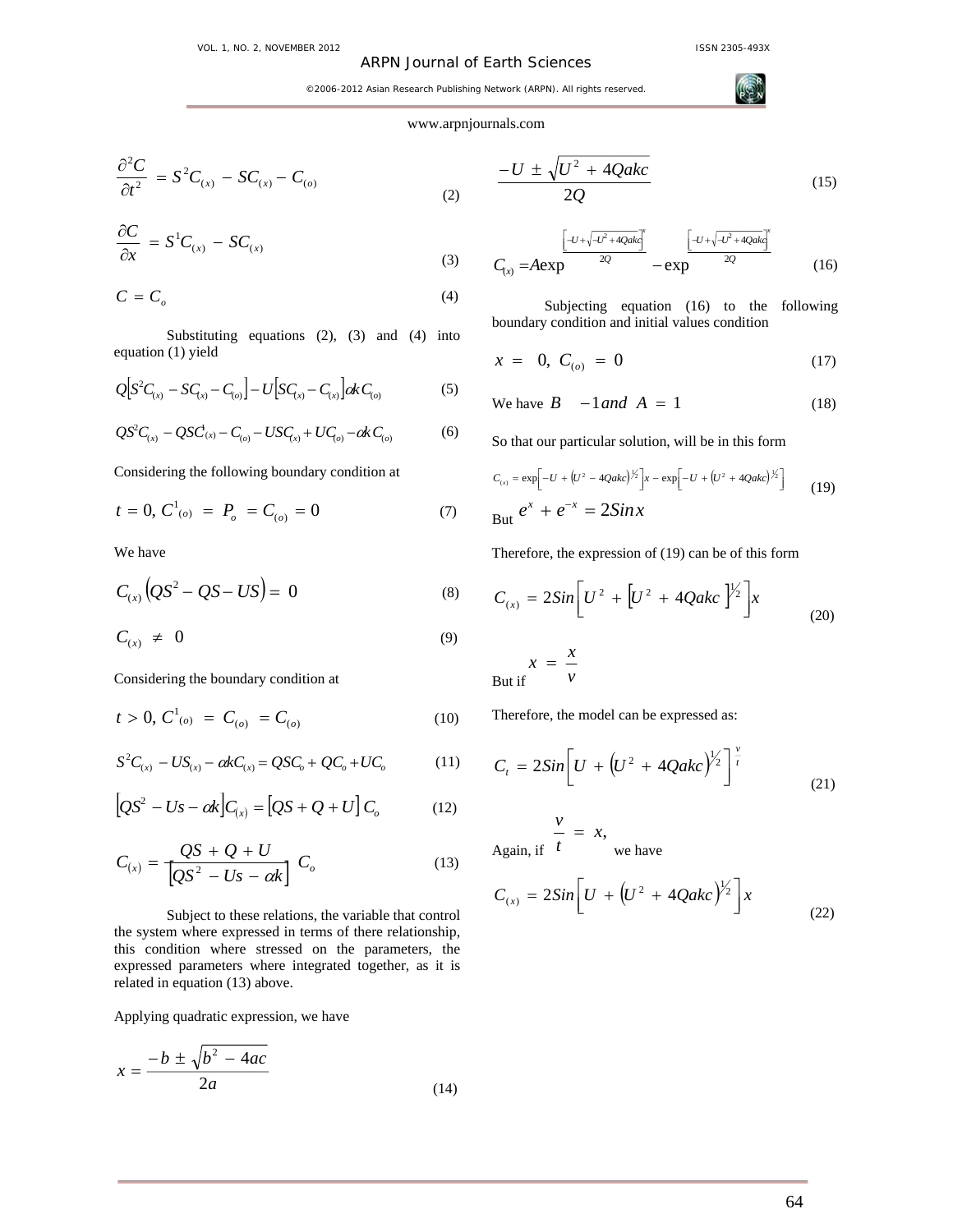$$\frac{\partial^2 C}{\partial t^2} = S^2 C_{(x)} - SC_{(x)} - C_{(o)} \tag{2}$$

$$\frac{\partial C}{\partial x} = S^1 C_{(x)} - SC_{(x)} \tag{3}$$

$$C = C_o \tag{4}$$

Substituting equations (2), (3) and (4) into equation (1) yield

$$Q\left[S^2 C_{(x)} - SC_{(x)} - C_{(o)}\right] - U\left[SC_{(x)} - C_{(x)}\right] \alpha k C_{(o)} \tag{5}$$

$$QS^2 C_{(x)} - QSC^1_{(x)} - C_{(o)} - USC_{(x)} + UC_{(o)} - \alpha k C_{(o)} \tag{6}$$

Considering the following boundary condition at

$$t = 0,\ C^1_{(o)} = P_o = C_{(o)} = 0 \tag{7}$$

We have

$$C_{(x)}\left(QS^2 - QS - US\right) = 0 \tag{8}$$

$$C_{(x)} \neq 0 \tag{9}$$

Considering the boundary condition at

$$t > 0,\ C^1_{(o)} = C_{(o)} = C_{(o)} \tag{10}$$

$$S^2 C_{(x)} - US_{(x)} - \alpha k C_{(x)} = QSC_o + QC_o + UC_o \tag{11}$$

$$\left[QS^2 - Us - \alpha k\right] C_{(x)} = \left[QS + Q + U\right] C_o \tag{12}$$

$$C_{(x)} = \frac{QS + Q + U}{\left[QS^2 - Us - \alpha k\right]} C_o \tag{13}$$

Subject to these relations, the variable that control the system where expressed in terms of there relationship, this condition where stressed on the parameters, the expressed parameters where integrated together, as it is related in equation (13) above.

Applying quadratic expression, we have

$$x = \frac{-b \pm \sqrt{b^2 - 4ac}}{2a} \tag{14}$$

$$\frac{-U \pm \sqrt{U^2 + 4Qakc}}{2Q} \tag{15}$$

$$C_{(x)} = A\exp^{\frac{\left[-U + \sqrt{-U^2 + 4Qakc}\right]^x}{2Q}} - \exp^{\frac{\left[-U + \sqrt{-U^2 + 4Qakc}\right]^x}{2Q}} \tag{16}$$

Subjecting equation (16) to the following boundary condition and initial values condition

$$x = 0,\ C_{(o)} = 0 \tag{17}$$

$$\text{We have } B \quad -1 \text{ and } A = 1 \tag{18}$$

So that our particular solution, will be in this form

$$C_{(x)} = \exp\left[-U + \left(U^2 - 4Qakc\right)^{\frac{1}{2}}\right]x - \exp\left[-U + \left(U^2 + 4Qakc\right)^{\frac{1}{2}}\right] \tag{19}$$

But $e^x + e^{-x} = 2Sinx$

Therefore, the expression of (19) can be of this form

$$C_{(x)} = 2Sin\left[U^2 + \left[U^2 + 4Qakc\right]^{\frac{1}{2}}\right]x \tag{20}$$

But if $x = \dfrac{x}{v}$

Therefore, the model can be expressed as:

$$C_t = 2Sin\left[U + \left(U^2 + 4Qakc\right)^{\frac{1}{2}}\right]^{\frac{v}{t}} \tag{21}$$

Again, if $\dfrac{v}{t} = x,$ we have

$$C_{(x)} = 2Sin\left[U + \left(U^2 + 4Qakc\right)^{\frac{1}{2}}\right]x \tag{22}$$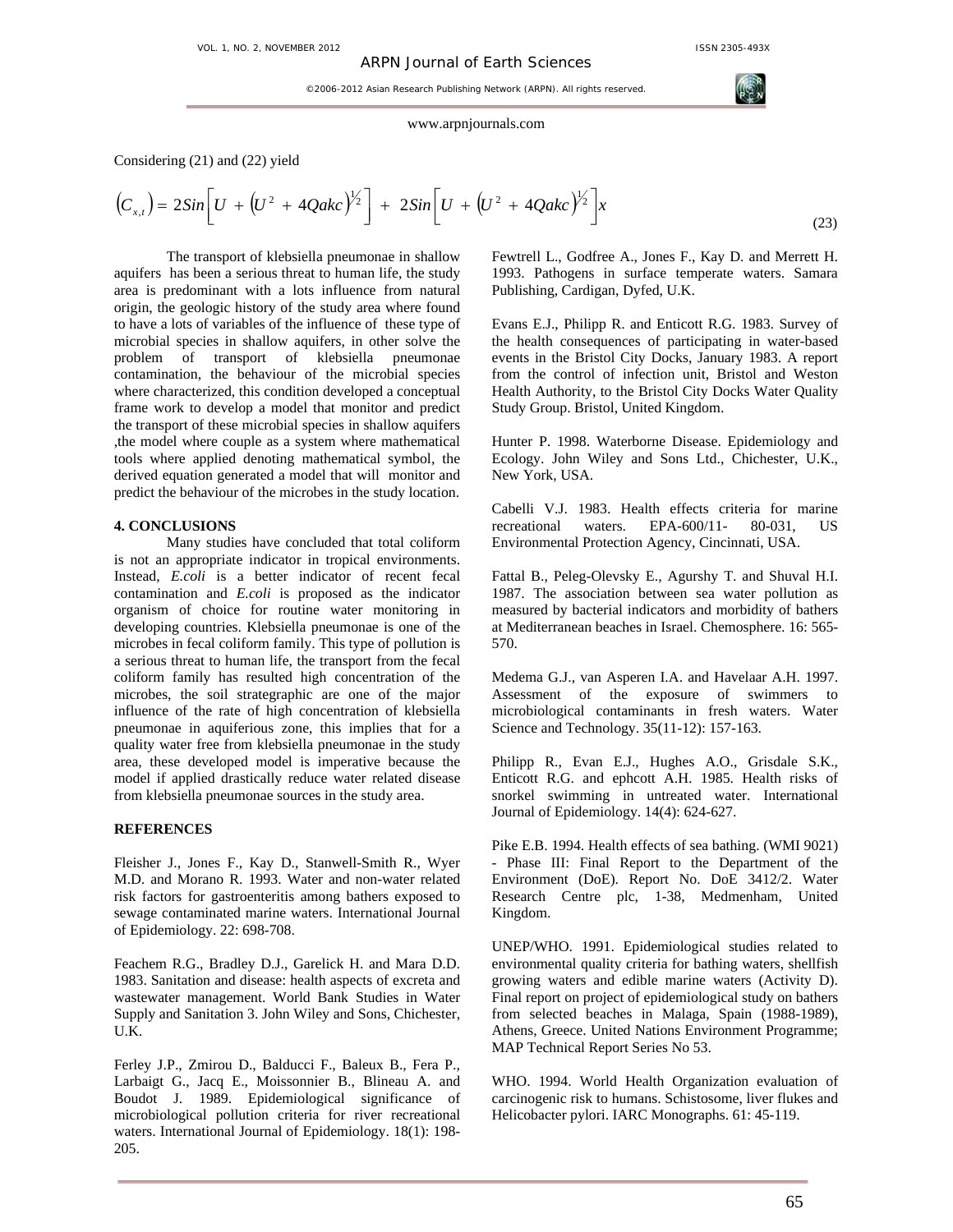Considering (21) and (22) yield

$$\left(C_{x,t}\right) = 2Sin\left[U + \left(U^2 + 4Qakc\right)^{\frac{1}{2}}\right] + 2Sin\left[U + \left(U^2 + 4Qakc\right)^{\frac{1}{2}}\right]x \tag{23}$$

The transport of klebsiella pneumonae in shallow aquifers has been a serious threat to human life, the study area is predominant with a lots influence from natural origin, the geologic history of the study area where found to have a lots of variables of the influence of these type of microbial species in shallow aquifers, in other solve the problem of transport of klebsiella pneumonae contamination, the behaviour of the microbial species where characterized, this condition developed a conceptual frame work to develop a model that monitor and predict the transport of these microbial species in shallow aquifers ,the model where couple as a system where mathematical tools where applied denoting mathematical symbol, the derived equation generated a model that will monitor and predict the behaviour of the microbes in the study location.

## 4. CONCLUSIONS

Many studies have concluded that total coliform is not an appropriate indicator in tropical environments. Instead, *E.coli* is a better indicator of recent fecal contamination and *E.coli* is proposed as the indicator organism of choice for routine water monitoring in developing countries. Klebsiella pneumonae is one of the microbes in fecal coliform family. This type of pollution is a serious threat to human life, the transport from the fecal coliform family has resulted high concentration of the microbes, the soil strategraphic are one of the major influence of the rate of high concentration of klebsiella pneumonae in aquiferious zone, this implies that for a quality water free from klebsiella pneumonae in the study area, these developed model is imperative because the model if applied drastically reduce water related disease from klebsiella pneumonae sources in the study area.

## REFERENCES

Fleisher J., Jones F., Kay D., Stanwell-Smith R., Wyer M.D. and Morano R. 1993. Water and non-water related risk factors for gastroenteritis among bathers exposed to sewage contaminated marine waters. International Journal of Epidemiology. 22: 698-708.

Feachem R.G., Bradley D.J., Garelick H. and Mara D.D. 1983. Sanitation and disease: health aspects of excreta and wastewater management. World Bank Studies in Water Supply and Sanitation 3. John Wiley and Sons, Chichester, U.K.

Ferley J.P., Zmirou D., Balducci F., Baleux B., Fera P., Larbaigt G., Jacq E., Moissonnier B., Blineau A. and Boudot J. 1989. Epidemiological significance of microbiological pollution criteria for river recreational waters. International Journal of Epidemiology. 18(1): 198-205.

Fewtrell L., Godfree A., Jones F., Kay D. and Merrett H. 1993. Pathogens in surface temperate waters. Samara Publishing, Cardigan, Dyfed, U.K.

Evans E.J., Philipp R. and Enticott R.G. 1983. Survey of the health consequences of participating in water-based events in the Bristol City Docks, January 1983. A report from the control of infection unit, Bristol and Weston Health Authority, to the Bristol City Docks Water Quality Study Group. Bristol, United Kingdom.

Hunter P. 1998. Waterborne Disease. Epidemiology and Ecology. John Wiley and Sons Ltd., Chichester, U.K., New York, USA.

Cabelli V.J. 1983. Health effects criteria for marine recreational waters. EPA-600/11- 80-031, US Environmental Protection Agency, Cincinnati, USA.

Fattal B., Peleg-Olevsky E., Agurshy T. and Shuval H.I. 1987. The association between sea water pollution as measured by bacterial indicators and morbidity of bathers at Mediterranean beaches in Israel. Chemosphere. 16: 565-570.

Medema G.J., van Asperen I.A. and Havelaar A.H. 1997. Assessment of the exposure of swimmers to microbiological contaminants in fresh waters. Water Science and Technology. 35(11-12): 157-163.

Philipp R., Evan E.J., Hughes A.O., Grisdale S.K., Enticott R.G. and ephcott A.H. 1985. Health risks of snorkel swimming in untreated water. International Journal of Epidemiology. 14(4): 624-627.

Pike E.B. 1994. Health effects of sea bathing. (WMI 9021) - Phase III: Final Report to the Department of the Environment (DoE). Report No. DoE 3412/2. Water Research Centre plc, 1-38, Medmenham, United Kingdom.

UNEP/WHO. 1991. Epidemiological studies related to environmental quality criteria for bathing waters, shellfish growing waters and edible marine waters (Activity D). Final report on project of epidemiological study on bathers from selected beaches in Malaga, Spain (1988-1989), Athens, Greece. United Nations Environment Programme; MAP Technical Report Series No 53.

WHO. 1994. World Health Organization evaluation of carcinogenic risk to humans. Schistosome, liver flukes and Helicobacter pylori. IARC Monographs. 61: 45-119.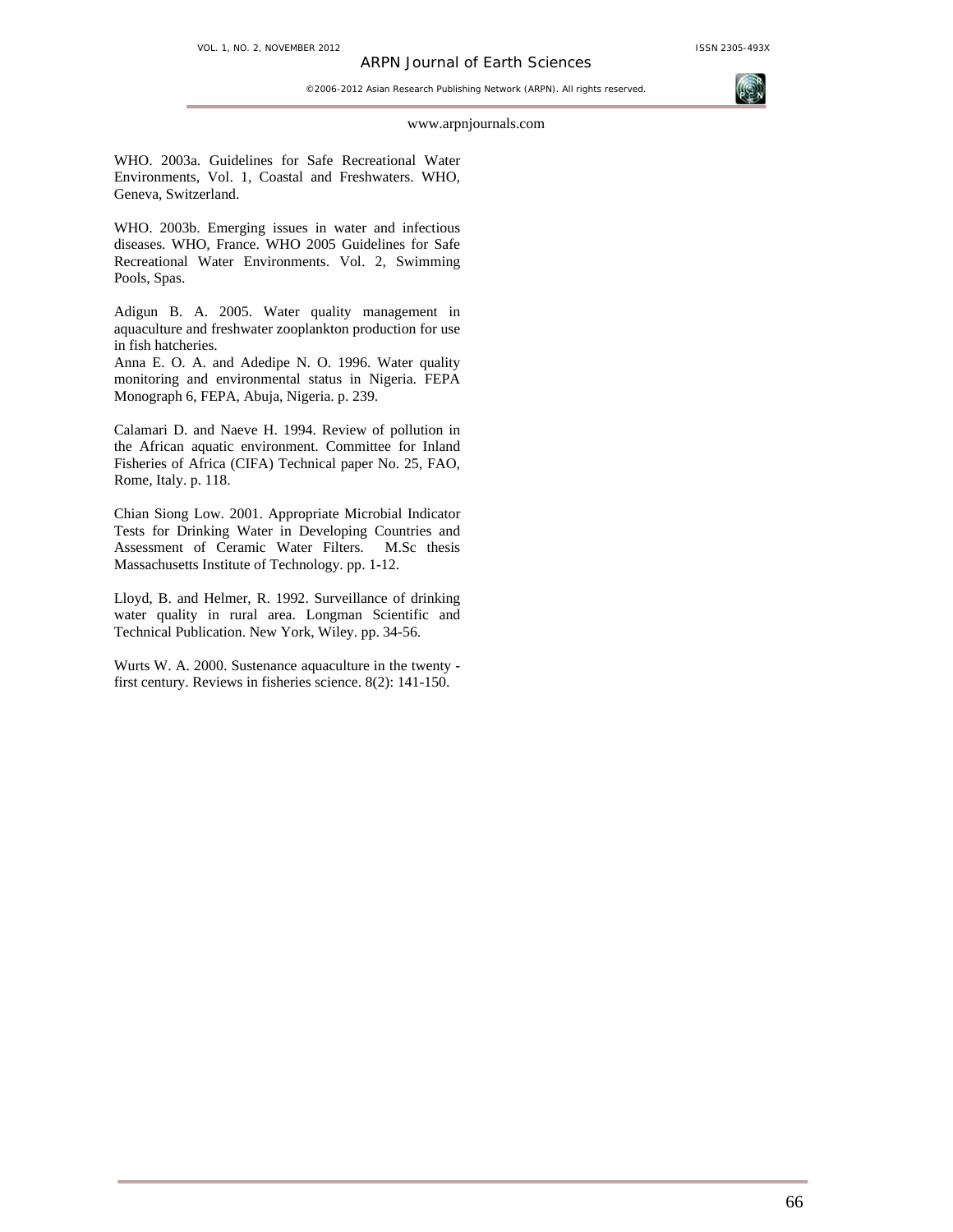WHO. 2003a. Guidelines for Safe Recreational Water Environments, Vol. 1, Coastal and Freshwaters. WHO, Geneva, Switzerland.

WHO. 2003b. Emerging issues in water and infectious diseases. WHO, France. WHO 2005 Guidelines for Safe Recreational Water Environments. Vol. 2, Swimming Pools, Spas.

Adigun B. A. 2005. Water quality management in aquaculture and freshwater zooplankton production for use in fish hatcheries.

Anna E. O. A. and Adedipe N. O. 1996. Water quality monitoring and environmental status in Nigeria. FEPA Monograph 6, FEPA, Abuja, Nigeria. p. 239.

Calamari D. and Naeve H. 1994. Review of pollution in the African aquatic environment. Committee for Inland Fisheries of Africa (CIFA) Technical paper No. 25, FAO, Rome, Italy. p. 118.

Chian Siong Low. 2001. Appropriate Microbial Indicator Tests for Drinking Water in Developing Countries and Assessment of Ceramic Water Filters. M.Sc thesis Massachusetts Institute of Technology. pp. 1-12.

Lloyd, B. and Helmer, R. 1992. Surveillance of drinking water quality in rural area. Longman Scientific and Technical Publication. New York, Wiley. pp. 34-56.

Wurts W. A. 2000. Sustenance aquaculture in the twenty - first century. Reviews in fisheries science. 8(2): 141-150.